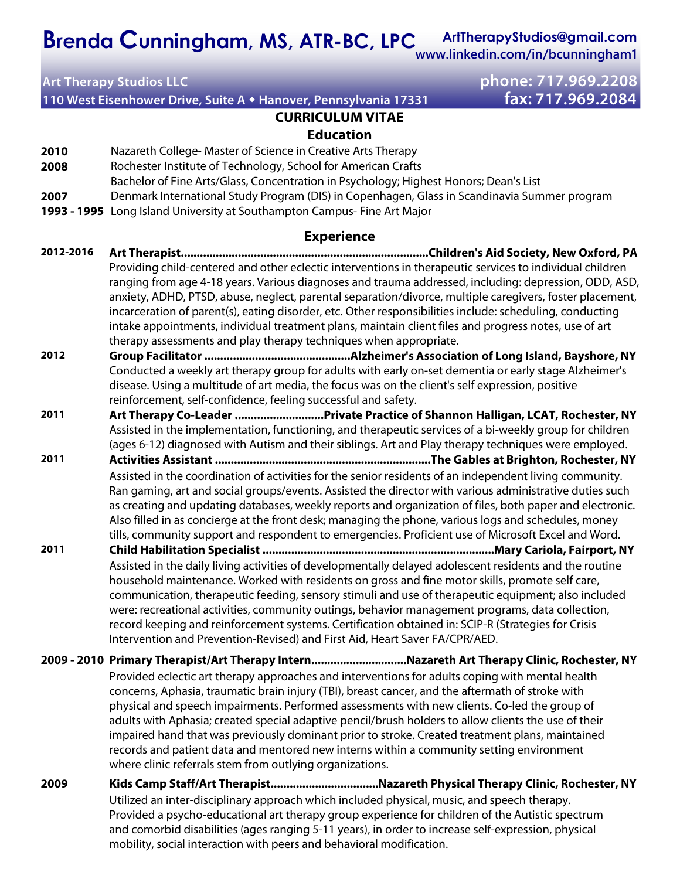# Brenda Cunningham, MS, ATR-BC, LPC

ArtTherapyStudios@gmail.com
www.linkedin.com/in/bcunningham1

Art Therapy Studios LLC
110 West Eisenhower Drive, Suite A ◆ Hanover, Pennsylvania 17331

phone: 717.969.2208
fax: 717.969.2084

## CURRICULUM VITAE

### Education

**2010** Nazareth College- Master of Science in Creative Arts Therapy

**2008** Rochester Institute of Technology, School for American Crafts
Bachelor of Fine Arts/Glass, Concentration in Psychology; Highest Honors; Dean's List

**2007** Denmark International Study Program (DIS) in Copenhagen, Glass in Scandinavia Summer program

**1993 - 1995** Long Island University at Southampton Campus- Fine Art Major

### Experience

**2012-2016** **Art Therapist............................................................................Children's Aid Society, New Oxford, PA**
Providing child-centered and other eclectic interventions in therapeutic services to individual children ranging from age 4-18 years. Various diagnoses and trauma addressed, including: depression, ODD, ASD, anxiety, ADHD, PTSD, abuse, neglect, parental separation/divorce, multiple caregivers, foster placement, incarceration of parent(s), eating disorder, etc. Other responsibilities include: scheduling, conducting intake appointments, individual treatment plans, maintain client files and progress notes, use of art therapy assessments and play therapy techniques when appropriate.

**2012** **Group Facilitator .............................................Alzheimer's Association of Long Island, Bayshore, NY**
Conducted a weekly art therapy group for adults with early on-set dementia or early stage Alzheimer's disease. Using a multitude of art media, the focus was on the client's self expression, positive reinforcement, self-confidence, feeling successful and safety.

**2011** **Art Therapy Co-Leader ...........................Private Practice of Shannon Halligan, LCAT, Rochester, NY**
Assisted in the implementation, functioning, and therapeutic services of a bi-weekly group for children (ages 6-12) diagnosed with Autism and their siblings. Art and Play therapy techniques were employed.

**2011** **Activities Assistant ...................................................................The Gables at Brighton, Rochester, NY**
Assisted in the coordination of activities for the senior residents of an independent living community. Ran gaming, art and social groups/events. Assisted the director with various administrative duties such as creating and updating databases, weekly reports and organization of files, both paper and electronic. Also filled in as concierge at the front desk; managing the phone, various logs and schedules, money tills, community support and respondent to emergencies. Proficient use of Microsoft Excel and Word.

**2011** **Child Habilitation Specialist ........................................................................Mary Cariola, Fairport, NY**
Assisted in the daily living activities of developmentally delayed adolescent residents and the routine household maintenance. Worked with residents on gross and fine motor skills, promote self care, communication, therapeutic feeding, sensory stimuli and use of therapeutic equipment; also included were: recreational activities, community outings, behavior management programs, data collection, record keeping and reinforcement systems. Certification obtained in: SCIP-R (Strategies for Crisis Intervention and Prevention-Revised) and First Aid, Heart Saver FA/CPR/AED.

**2009 - 2010** **Primary Therapist/Art Therapy Intern.............................Nazareth Art Therapy Clinic, Rochester, NY**
Provided eclectic art therapy approaches and interventions for adults coping with mental health concerns, Aphasia, traumatic brain injury (TBI), breast cancer, and the aftermath of stroke with physical and speech impairments. Performed assessments with new clients. Co-led the group of adults with Aphasia; created special adaptive pencil/brush holders to allow clients the use of their impaired hand that was previously dominant prior to stroke. Created treatment plans, maintained records and patient data and mentored new interns within a community setting environment where clinic referrals stem from outlying organizations.

**2009** **Kids Camp Staff/Art Therapist.................................Nazareth Physical Therapy Clinic, Rochester, NY**
Utilized an inter-disciplinary approach which included physical, music, and speech therapy. Provided a psycho-educational art therapy group experience for children of the Autistic spectrum and comorbid disabilities (ages ranging 5-11 years), in order to increase self-expression, physical mobility, social interaction with peers and behavioral modification.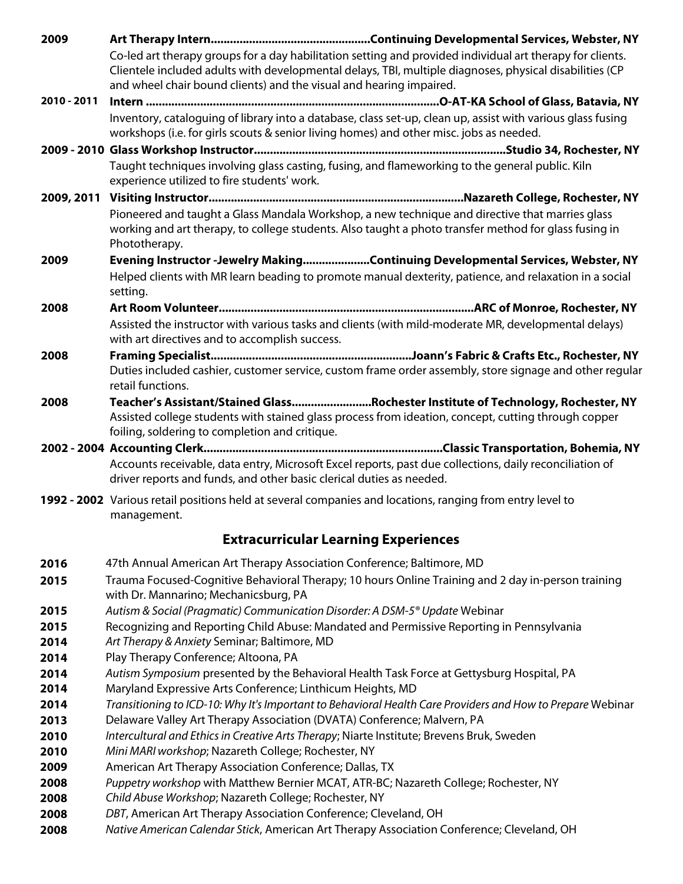**2009** **Art Therapy Intern.................................................Continuing Developmental Services, Webster, NY**

Co-led art therapy groups for a day habilitation setting and provided individual art therapy for clients. Clientele included adults with developmental delays, TBI, multiple diagnoses, physical disabilities (CP and wheel chair bound clients) and the visual and hearing impaired.

**2010 - 2011** **Intern ..........................................................................................O-AT-KA School of Glass, Batavia, NY**

Inventory, cataloguing of library into a database, class set-up, clean up, assist with various glass fusing workshops (i.e. for girls scouts & senior living homes) and other misc. jobs as needed.

**2009 - 2010** **Glass Workshop Instructor............................................................................Studio 34, Rochester, NY**

Taught techniques involving glass casting, fusing, and flameworking to the general public. Kiln experience utilized to fire students' work.

**2009, 2011** **Visiting Instructor..............................................................................Nazareth College, Rochester, NY**

Pioneered and taught a Glass Mandala Workshop, a new technique and directive that marries glass working and art therapy, to college students. Also taught a photo transfer method for glass fusing in Phototherapy.

**2009** **Evening Instructor -Jewelry Making....................Continuing Developmental Services, Webster, NY**

Helped clients with MR learn beading to promote manual dexterity, patience, and relaxation in a social setting.

**2008** **Art Room Volunteer..............................................................................ARC of Monroe, Rochester, NY**

Assisted the instructor with various tasks and clients (with mild-moderate MR, developmental delays) with art directives and to accomplish success.

**2008** **Framing Specialist.............................................................Joann's Fabric & Crafts Etc., Rochester, NY**

Duties included cashier, customer service, custom frame order assembly, store signage and other regular retail functions.

**2008** **Teacher's Assistant/Stained Glass........................Rochester Institute of Technology, Rochester, NY**

Assisted college students with stained glass process from ideation, concept, cutting through copper foiling, soldering to completion and critique.

**2002 - 2004** **Accounting Clerk.........................................................................Classic Transportation, Bohemia, NY**

Accounts receivable, data entry, Microsoft Excel reports, past due collections, daily reconciliation of driver reports and funds, and other basic clerical duties as needed.

**1992 - 2002** Various retail positions held at several companies and locations, ranging from entry level to management.

## Extracurricular Learning Experiences

**2016** 47th Annual American Art Therapy Association Conference; Baltimore, MD

**2015** Trauma Focused-Cognitive Behavioral Therapy; 10 hours Online Training and 2 day in-person training with Dr. Mannarino; Mechanicsburg, PA

**2015** *Autism & Social (Pragmatic) Communication Disorder: A DSM-5® Update* Webinar

**2015** Recognizing and Reporting Child Abuse: Mandated and Permissive Reporting in Pennsylvania

**2014** *Art Therapy & Anxiety* Seminar; Baltimore, MD

**2014** Play Therapy Conference; Altoona, PA

**2014** *Autism Symposium* presented by the Behavioral Health Task Force at Gettysburg Hospital, PA

**2014** Maryland Expressive Arts Conference; Linthicum Heights, MD

**2014** *Transitioning to ICD-10: Why It's Important to Behavioral Health Care Providers and How to Prepare* Webinar

**2013** Delaware Valley Art Therapy Association (DVATA) Conference; Malvern, PA

**2010** *Intercultural and Ethics in Creative Arts Therapy*; Niarte Institute; Brevens Bruk, Sweden

**2010** *Mini MARI workshop*; Nazareth College; Rochester, NY

**2009** American Art Therapy Association Conference; Dallas, TX

**2008** *Puppetry workshop* with Matthew Bernier MCAT, ATR-BC; Nazareth College; Rochester, NY

**2008** *Child Abuse Workshop*; Nazareth College; Rochester, NY

**2008** *DBT*, American Art Therapy Association Conference; Cleveland, OH

**2008** *Native American Calendar Stick*, American Art Therapy Association Conference; Cleveland, OH